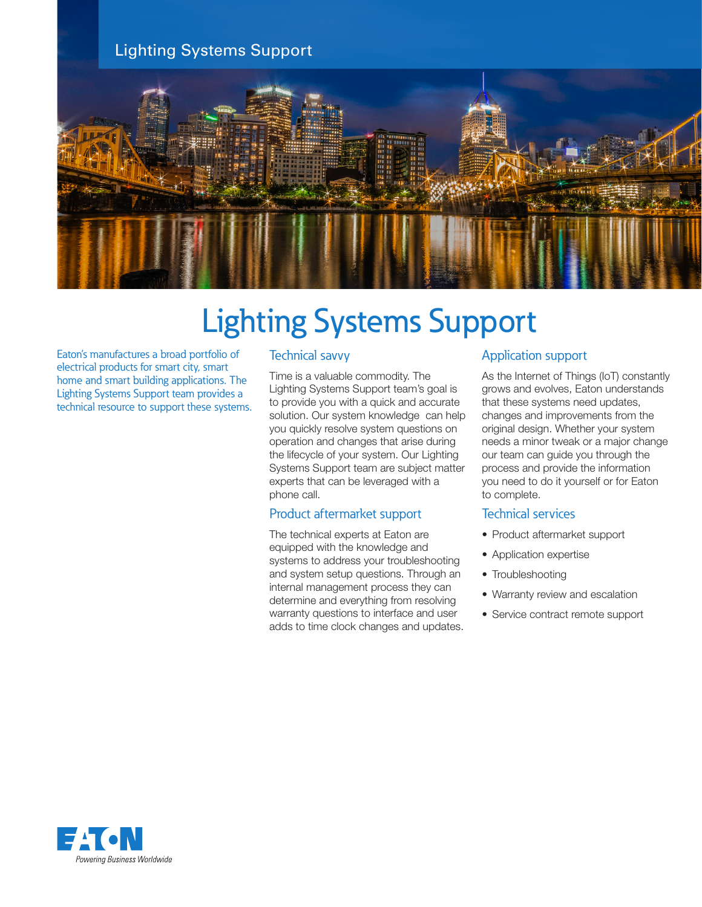Lighting Systems Support

# Lighting Systems Support

Eaton's manufactures a broad portfolio of electrical products for smart city, smart home and smart building applications. The Lighting Systems Support team provides a technical resource to support these systems.

## Technical savvy

Time is a valuable commodity. The Lighting Systems Support team's goal is to provide you with a quick and accurate solution. Our system knowledge can help you quickly resolve system questions on operation and changes that arise during the lifecycle of your system. Our Lighting Systems Support team are subject matter experts that can be leveraged with a phone call.

## Product aftermarket support

The technical experts at Eaton are equipped with the knowledge and systems to address your troubleshooting and system setup questions. Through an internal management process they can determine and everything from resolving warranty questions to interface and user adds to time clock changes and updates.

## Application support

As the Internet of Things (IoT) constantly grows and evolves, Eaton understands that these systems need updates, changes and improvements from the original design. Whether your system needs a minor tweak or a major change our team can guide you through the process and provide the information you need to do it yourself or for Eaton to complete.

## Technical services

- Product aftermarket support
- Application expertise
- Troubleshooting
- Warranty review and escalation
- Service contract remote support

EATON

*Powering Business Worldwide*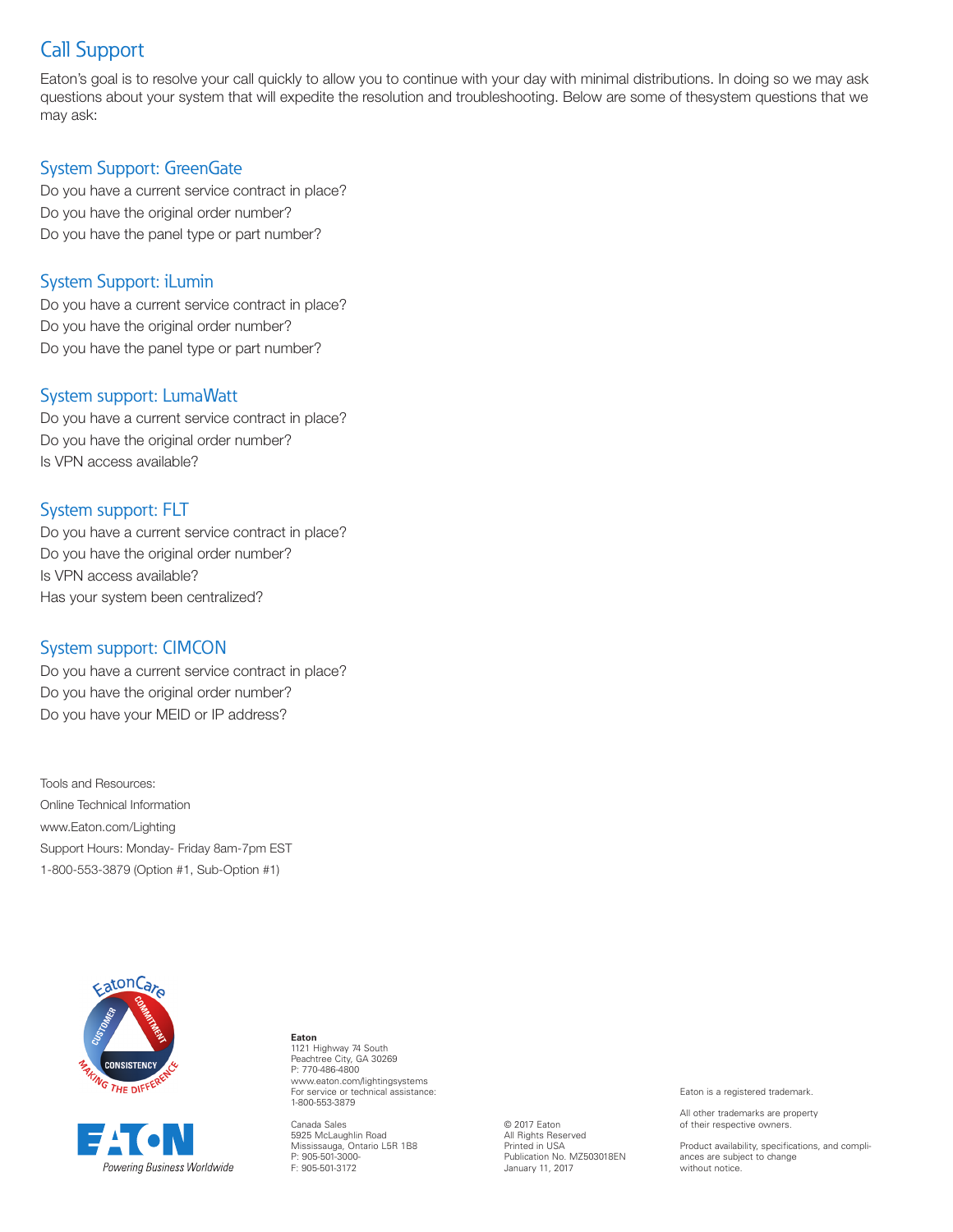## Call Support

Eaton's goal is to resolve your call quickly to allow you to continue with your day with minimal distributions. In doing so we may ask questions about your system that will expedite the resolution and troubleshooting. Below are some of thesystem questions that we may ask:

### System Support: GreenGate

Do you have a current service contract in place?
Do you have the original order number?
Do you have the panel type or part number?

### System Support: iLumin

Do you have a current service contract in place?
Do you have the original order number?
Do you have the panel type or part number?

### System support: LumaWatt

Do you have a current service contract in place?
Do you have the original order number?
Is VPN access available?

### System support: FLT

Do you have a current service contract in place?
Do you have the original order number?
Is VPN access available?
Has your system been centralized?

### System support: CIMCON

Do you have a current service contract in place?
Do you have the original order number?
Do you have your MEID or IP address?

Tools and Resources:
Online Technical Information
www.Eaton.com/Lighting
Support Hours: Monday- Friday 8am-7pm EST
1-800-553-3879 (Option #1, Sub-Option #1)

EatonCare
CUSTOMER COMMITMENT CONSISTENCY
MAKING THE DIFFERENCE

EATON
Powering Business Worldwide

**Eaton**
1121 Highway 74 South
Peachtree City, GA 30269
P: 770-486-4800
www.eaton.com/lightingsystems
For service or technical assistance:
1-800-553-3879

Canada Sales
5925 McLaughlin Road
Mississauga, Ontario L5R 1B8
P: 905-501-3000-
F: 905-501-3172

© 2017 Eaton
All Rights Reserved
Printed in USA
Publication No. MZ503018EN
January 11, 2017

Eaton is a registered trademark.

All other trademarks are property of their respective owners.

Product availability, specifications, and compliances are subject to change without notice.